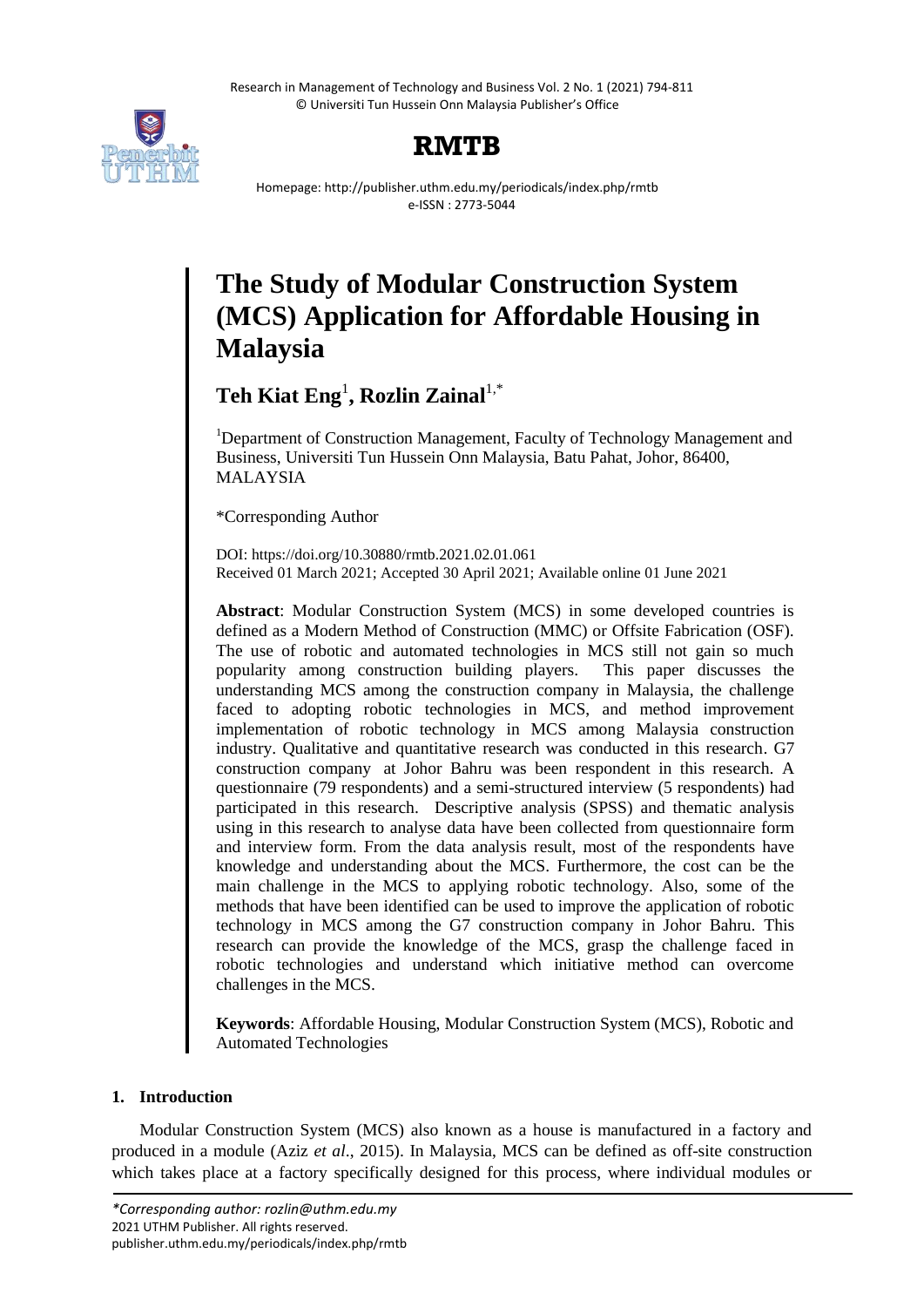# The Study of Modular Construction System (MCS) Application for Affordable Housing in Malaysia

**Teh Kiat Eng**[1], **Rozlin Zainal**[1,*]

[1]Department of Construction Management, Faculty of Technology Management and Business, Universiti Tun Hussein Onn Malaysia, Batu Pahat, Johor, 86400, MALAYSIA

*Corresponding Author

DOI: https://doi.org/10.30880/rmtb.2021.02.01.061
Received 01 March 2021; Accepted 30 April 2021; Available online 01 June 2021

**Abstract**: Modular Construction System (MCS) in some developed countries is defined as a Modern Method of Construction (MMC) or Offsite Fabrication (OSF). The use of robotic and automated technologies in MCS still not gain so much popularity among construction building players. This paper discusses the understanding MCS among the construction company in Malaysia, the challenge faced to adopting robotic technologies in MCS, and method improvement implementation of robotic technology in MCS among Malaysia construction industry. Qualitative and quantitative research was conducted in this research. G7 construction company at Johor Bahru was been respondent in this research. A questionnaire (79 respondents) and a semi-structured interview (5 respondents) had participated in this research. Descriptive analysis (SPSS) and thematic analysis using in this research to analyse data have been collected from questionnaire form and interview form. From the data analysis result, most of the respondents have knowledge and understanding about the MCS. Furthermore, the cost can be the main challenge in the MCS to applying robotic technology. Also, some of the methods that have been identified can be used to improve the application of robotic technology in MCS among the G7 construction company in Johor Bahru. This research can provide the knowledge of the MCS, grasp the challenge faced in robotic technologies and understand which initiative method can overcome challenges in the MCS.

**Keywords**: Affordable Housing, Modular Construction System (MCS), Robotic and Automated Technologies

## 1. Introduction

Modular Construction System (MCS) also known as a house is manufactured in a factory and produced in a module (Aziz *et al*., 2015). In Malaysia, MCS can be defined as off-site construction which takes place at a factory specifically designed for this process, where individual modules or

*\*Corresponding author: rozlin@uthm.edu.my*
2021 UTHM Publisher. All rights reserved.
publisher.uthm.edu.my/periodicals/index.php/rmtb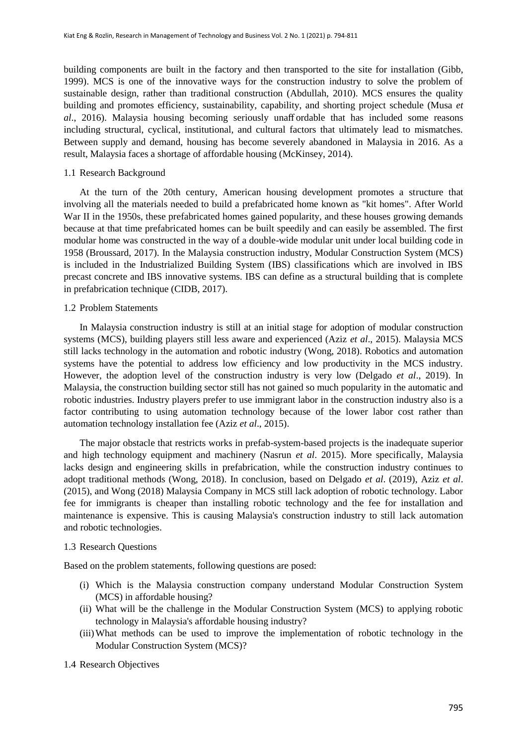building components are built in the factory and then transported to the site for installation (Gibb, 1999). MCS is one of the innovative ways for the construction industry to solve the problem of sustainable design, rather than traditional construction (Abdullah, 2010). MCS ensures the quality building and promotes efficiency, sustainability, capability, and shorting project schedule (Musa *et al*., 2016). Malaysia housing becoming seriously unaffordable that has included some reasons including structural, cyclical, institutional, and cultural factors that ultimately lead to mismatches. Between supply and demand, housing has become severely abandoned in Malaysia in 2016. As a result, Malaysia faces a shortage of affordable housing (McKinsey, 2014).

### 1.1 Research Background

At the turn of the 20th century, American housing development promotes a structure that involving all the materials needed to build a prefabricated home known as "kit homes". After World War II in the 1950s, these prefabricated homes gained popularity, and these houses growing demands because at that time prefabricated homes can be built speedily and can easily be assembled. The first modular home was constructed in the way of a double-wide modular unit under local building code in 1958 (Broussard, 2017). In the Malaysia construction industry, Modular Construction System (MCS) is included in the Industrialized Building System (IBS) classifications which are involved in IBS precast concrete and IBS innovative systems. IBS can define as a structural building that is complete in prefabrication technique (CIDB, 2017).

### 1.2 Problem Statements

In Malaysia construction industry is still at an initial stage for adoption of modular construction systems (MCS), building players still less aware and experienced (Aziz *et al*., 2015). Malaysia MCS still lacks technology in the automation and robotic industry (Wong, 2018). Robotics and automation systems have the potential to address low efficiency and low productivity in the MCS industry. However, the adoption level of the construction industry is very low (Delgado *et al*., 2019). In Malaysia, the construction building sector still has not gained so much popularity in the automatic and robotic industries. Industry players prefer to use immigrant labor in the construction industry also is a factor contributing to using automation technology because of the lower labor cost rather than automation technology installation fee (Aziz *et al*., 2015).

The major obstacle that restricts works in prefab-system-based projects is the inadequate superior and high technology equipment and machinery (Nasrun *et al*. 2015). More specifically, Malaysia lacks design and engineering skills in prefabrication, while the construction industry continues to adopt traditional methods (Wong, 2018). In conclusion, based on Delgado *et al*. (2019), Aziz *et al*. (2015), and Wong (2018) Malaysia Company in MCS still lack adoption of robotic technology. Labor fee for immigrants is cheaper than installing robotic technology and the fee for installation and maintenance is expensive. This is causing Malaysia's construction industry to still lack automation and robotic technologies.

### 1.3 Research Questions

Based on the problem statements, following questions are posed:

(i) Which is the Malaysia construction company understand Modular Construction System (MCS) in affordable housing?
(ii) What will be the challenge in the Modular Construction System (MCS) to applying robotic technology in Malaysia's affordable housing industry?
(iii) What methods can be used to improve the implementation of robotic technology in the Modular Construction System (MCS)?

### 1.4 Research Objectives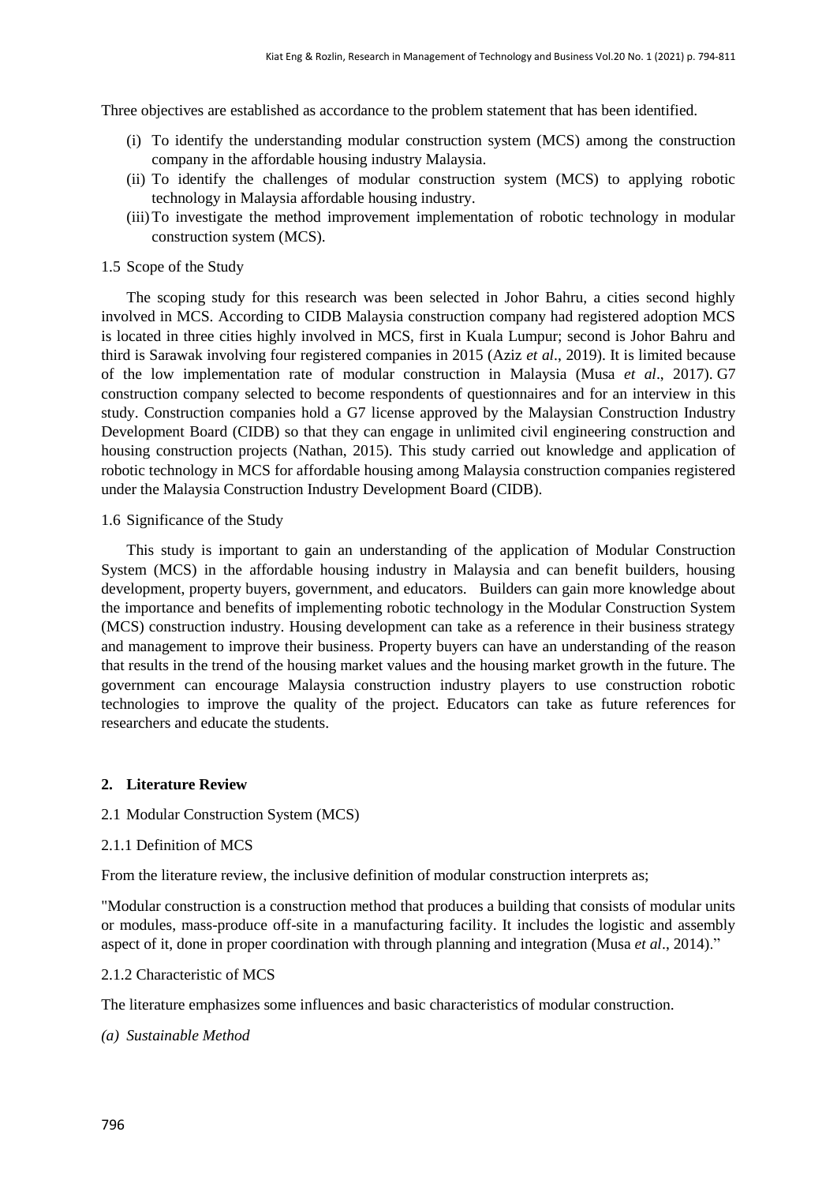Three objectives are established as accordance to the problem statement that has been identified.

(i) To identify the understanding modular construction system (MCS) among the construction company in the affordable housing industry Malaysia.
(ii) To identify the challenges of modular construction system (MCS) to applying robotic technology in Malaysia affordable housing industry.
(iii) To investigate the method improvement implementation of robotic technology in modular construction system (MCS).

### 1.5 Scope of the Study

The scoping study for this research was been selected in Johor Bahru, a cities second highly involved in MCS. According to CIDB Malaysia construction company had registered adoption MCS is located in three cities highly involved in MCS, first in Kuala Lumpur; second is Johor Bahru and third is Sarawak involving four registered companies in 2015 (Aziz *et al*., 2019). It is limited because of the low implementation rate of modular construction in Malaysia (Musa *et al*., 2017). G7 construction company selected to become respondents of questionnaires and for an interview in this study. Construction companies hold a G7 license approved by the Malaysian Construction Industry Development Board (CIDB) so that they can engage in unlimited civil engineering construction and housing construction projects (Nathan, 2015). This study carried out knowledge and application of robotic technology in MCS for affordable housing among Malaysia construction companies registered under the Malaysia Construction Industry Development Board (CIDB).

### 1.6 Significance of the Study

This study is important to gain an understanding of the application of Modular Construction System (MCS) in the affordable housing industry in Malaysia and can benefit builders, housing development, property buyers, government, and educators. Builders can gain more knowledge about the importance and benefits of implementing robotic technology in the Modular Construction System (MCS) construction industry. Housing development can take as a reference in their business strategy and management to improve their business. Property buyers can have an understanding of the reason that results in the trend of the housing market values and the housing market growth in the future. The government can encourage Malaysia construction industry players to use construction robotic technologies to improve the quality of the project. Educators can take as future references for researchers and educate the students.

## 2. Literature Review

### 2.1 Modular Construction System (MCS)

#### 2.1.1 Definition of MCS

From the literature review, the inclusive definition of modular construction interprets as;

"Modular construction is a construction method that produces a building that consists of modular units or modules, mass-produce off-site in a manufacturing facility. It includes the logistic and assembly aspect of it, done in proper coordination with through planning and integration (Musa *et al*., 2014)."

#### 2.1.2 Characteristic of MCS

The literature emphasizes some influences and basic characteristics of modular construction.

*(a) Sustainable Method*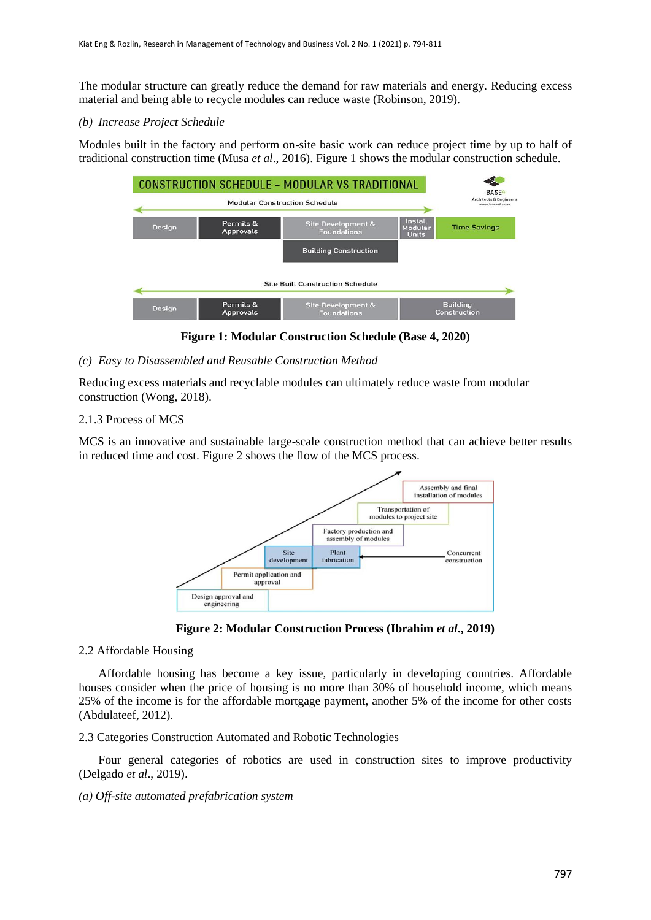The modular structure can greatly reduce the demand for raw materials and energy. Reducing excess material and being able to recycle modules can reduce waste (Robinson, 2019).

*(b) Increase Project Schedule*

Modules built in the factory and perform on-site basic work can reduce project time by up to half of traditional construction time (Musa *et al*., 2016). Figure 1 shows the modular construction schedule.

**Figure 1: Modular Construction Schedule (Base 4, 2020)**

*(c) Easy to Disassembled and Reusable Construction Method*

Reducing excess materials and recyclable modules can ultimately reduce waste from modular construction (Wong, 2018).

2.1.3 Process of MCS

MCS is an innovative and sustainable large-scale construction method that can achieve better results in reduced time and cost. Figure 2 shows the flow of the MCS process.

**Figure 2: Modular Construction Process (Ibrahim *et al*., 2019)**

2.2 Affordable Housing

Affordable housing has become a key issue, particularly in developing countries. Affordable houses consider when the price of housing is no more than 30% of household income, which means 25% of the income is for the affordable mortgage payment, another 5% of the income for other costs (Abdulateef, 2012).

2.3 Categories Construction Automated and Robotic Technologies

Four general categories of robotics are used in construction sites to improve productivity (Delgado *et al*., 2019).

*(a) Off-site automated prefabrication system*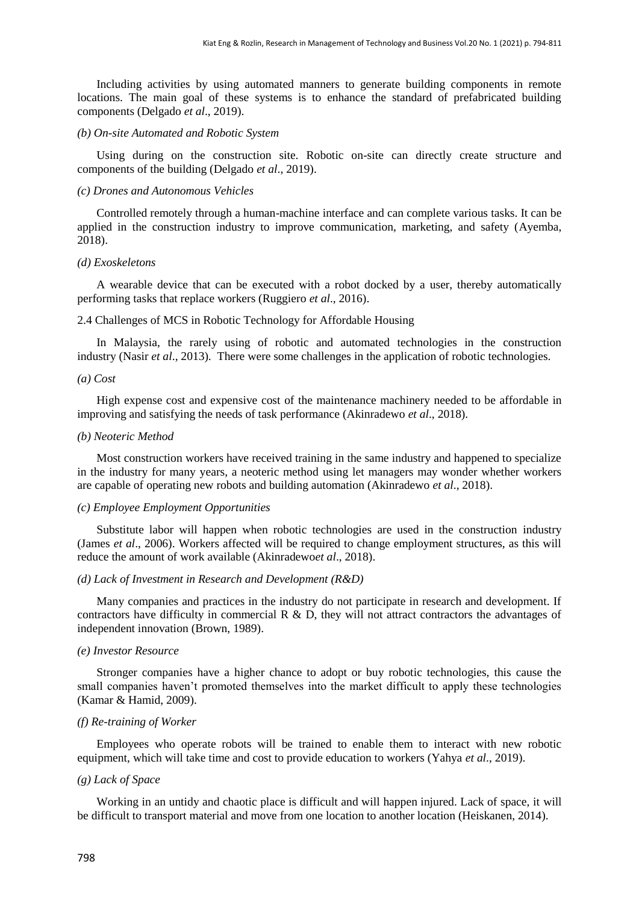Including activities by using automated manners to generate building components in remote locations. The main goal of these systems is to enhance the standard of prefabricated building components (Delgado *et al*., 2019).

*(b) On-site Automated and Robotic System*

Using during on the construction site. Robotic on-site can directly create structure and components of the building (Delgado *et al*., 2019).

*(c) Drones and Autonomous Vehicles*

Controlled remotely through a human-machine interface and can complete various tasks. It can be applied in the construction industry to improve communication, marketing, and safety (Ayemba, 2018).

*(d) Exoskeletons*

A wearable device that can be executed with a robot docked by a user, thereby automatically performing tasks that replace workers (Ruggiero *et al*., 2016).

### 2.4 Challenges of MCS in Robotic Technology for Affordable Housing

In Malaysia, the rarely using of robotic and automated technologies in the construction industry (Nasir *et al*., 2013). There were some challenges in the application of robotic technologies.

*(a) Cost*

High expense cost and expensive cost of the maintenance machinery needed to be affordable in improving and satisfying the needs of task performance (Akinradewo *et al*., 2018).

*(b) Neoteric Method*

Most construction workers have received training in the same industry and happened to specialize in the industry for many years, a neoteric method using let managers may wonder whether workers are capable of operating new robots and building automation (Akinradewo *et al*., 2018).

*(c) Employee Employment Opportunities*

Substitute labor will happen when robotic technologies are used in the construction industry (James *et al*., 2006). Workers affected will be required to change employment structures, as this will reduce the amount of work available (Akinradewo*et al*., 2018).

*(d) Lack of Investment in Research and Development (R&D)*

Many companies and practices in the industry do not participate in research and development. If contractors have difficulty in commercial R & D, they will not attract contractors the advantages of independent innovation (Brown, 1989).

*(e) Investor Resource*

Stronger companies have a higher chance to adopt or buy robotic technologies, this cause the small companies haven't promoted themselves into the market difficult to apply these technologies (Kamar & Hamid, 2009).

*(f) Re-training of Worker*

Employees who operate robots will be trained to enable them to interact with new robotic equipment, which will take time and cost to provide education to workers (Yahya *et al*., 2019).

*(g) Lack of Space*

Working in an untidy and chaotic place is difficult and will happen injured. Lack of space, it will be difficult to transport material and move from one location to another location (Heiskanen, 2014).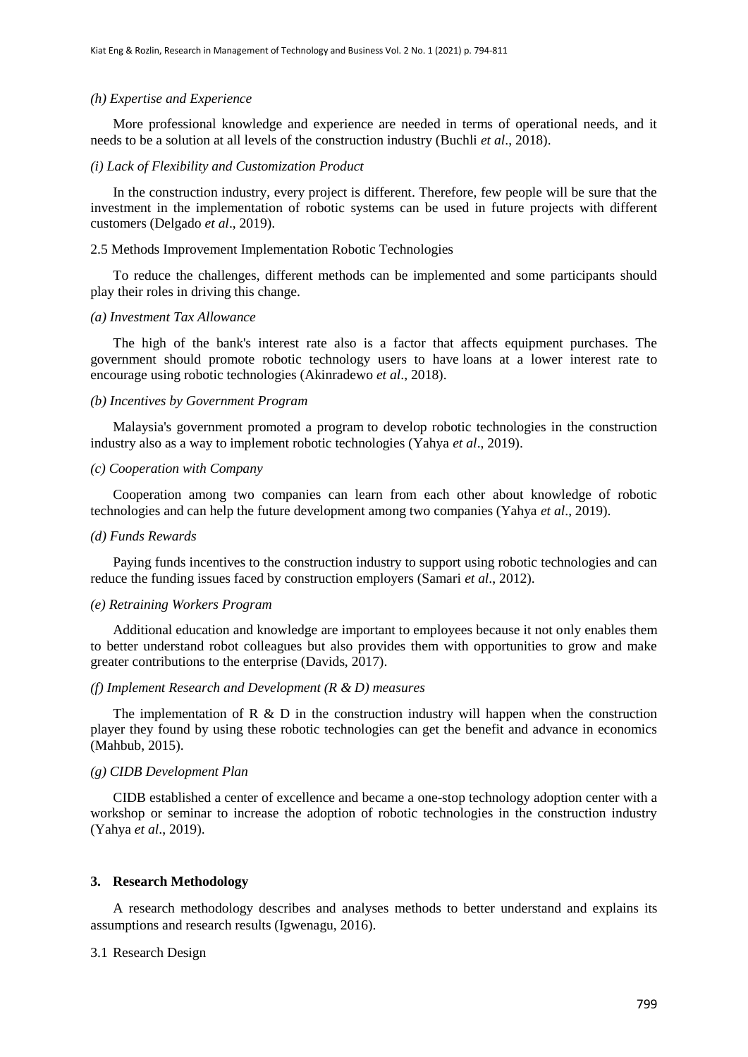*(h) Expertise and Experience*

More professional knowledge and experience are needed in terms of operational needs, and it needs to be a solution at all levels of the construction industry (Buchli *et al*., 2018).

*(i) Lack of Flexibility and Customization Product*

In the construction industry, every project is different. Therefore, few people will be sure that the investment in the implementation of robotic systems can be used in future projects with different customers (Delgado *et al*., 2019).

2.5 Methods Improvement Implementation Robotic Technologies

To reduce the challenges, different methods can be implemented and some participants should play their roles in driving this change.

*(a) Investment Tax Allowance*

The high of the bank's interest rate also is a factor that affects equipment purchases. The government should promote robotic technology users to have loans at a lower interest rate to encourage using robotic technologies (Akinradewo *et al*., 2018).

*(b) Incentives by Government Program*

Malaysia's government promoted a program to develop robotic technologies in the construction industry also as a way to implement robotic technologies (Yahya *et al*., 2019).

*(c) Cooperation with Company*

Cooperation among two companies can learn from each other about knowledge of robotic technologies and can help the future development among two companies (Yahya *et al*., 2019).

*(d) Funds Rewards*

Paying funds incentives to the construction industry to support using robotic technologies and can reduce the funding issues faced by construction employers (Samari *et al*., 2012).

*(e) Retraining Workers Program*

Additional education and knowledge are important to employees because it not only enables them to better understand robot colleagues but also provides them with opportunities to grow and make greater contributions to the enterprise (Davids, 2017).

*(f) Implement Research and Development (R & D) measures*

The implementation of R & D in the construction industry will happen when the construction player they found by using these robotic technologies can get the benefit and advance in economics (Mahbub, 2015).

*(g) CIDB Development Plan*

CIDB established a center of excellence and became a one-stop technology adoption center with a workshop or seminar to increase the adoption of robotic technologies in the construction industry (Yahya *et al*., 2019).

## 3. Research Methodology

A research methodology describes and analyses methods to better understand and explains its assumptions and research results (Igwenagu, 2016).

3.1 Research Design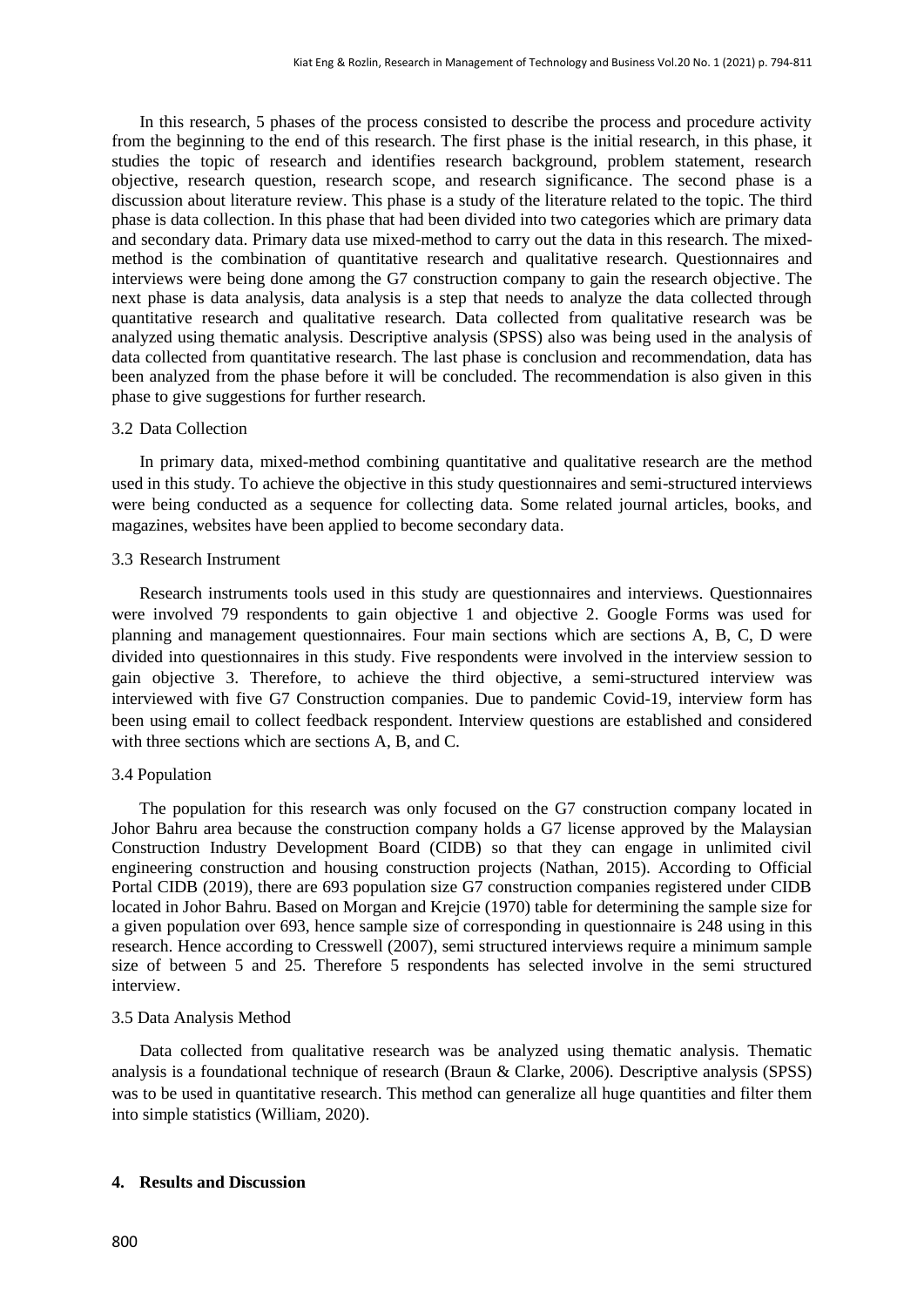In this research, 5 phases of the process consisted to describe the process and procedure activity from the beginning to the end of this research. The first phase is the initial research, in this phase, it studies the topic of research and identifies research background, problem statement, research objective, research question, research scope, and research significance. The second phase is a discussion about literature review. This phase is a study of the literature related to the topic. The third phase is data collection. In this phase that had been divided into two categories which are primary data and secondary data. Primary data use mixed-method to carry out the data in this research. The mixed-method is the combination of quantitative research and qualitative research. Questionnaires and interviews were being done among the G7 construction company to gain the research objective. The next phase is data analysis, data analysis is a step that needs to analyze the data collected through quantitative research and qualitative research. Data collected from qualitative research was be analyzed using thematic analysis. Descriptive analysis (SPSS) also was being used in the analysis of data collected from quantitative research. The last phase is conclusion and recommendation, data has been analyzed from the phase before it will be concluded. The recommendation is also given in this phase to give suggestions for further research.

### 3.2 Data Collection

In primary data, mixed-method combining quantitative and qualitative research are the method used in this study. To achieve the objective in this study questionnaires and semi-structured interviews were being conducted as a sequence for collecting data. Some related journal articles, books, and magazines, websites have been applied to become secondary data.

### 3.3 Research Instrument

Research instruments tools used in this study are questionnaires and interviews. Questionnaires were involved 79 respondents to gain objective 1 and objective 2. Google Forms was used for planning and management questionnaires. Four main sections which are sections A, B, C, D were divided into questionnaires in this study. Five respondents were involved in the interview session to gain objective 3. Therefore, to achieve the third objective, a semi-structured interview was interviewed with five G7 Construction companies. Due to pandemic Covid-19, interview form has been using email to collect feedback respondent. Interview questions are established and considered with three sections which are sections A, B, and C.

### 3.4 Population

The population for this research was only focused on the G7 construction company located in Johor Bahru area because the construction company holds a G7 license approved by the Malaysian Construction Industry Development Board (CIDB) so that they can engage in unlimited civil engineering construction and housing construction projects (Nathan, 2015). According to Official Portal CIDB (2019), there are 693 population size G7 construction companies registered under CIDB located in Johor Bahru. Based on Morgan and Krejcie (1970) table for determining the sample size for a given population over 693, hence sample size of corresponding in questionnaire is 248 using in this research. Hence according to Cresswell (2007), semi structured interviews require a minimum sample size of between 5 and 25. Therefore 5 respondents has selected involve in the semi structured interview.

### 3.5 Data Analysis Method

Data collected from qualitative research was be analyzed using thematic analysis. Thematic analysis is a foundational technique of research (Braun & Clarke, 2006). Descriptive analysis (SPSS) was to be used in quantitative research. This method can generalize all huge quantities and filter them into simple statistics (William, 2020).

## 4. Results and Discussion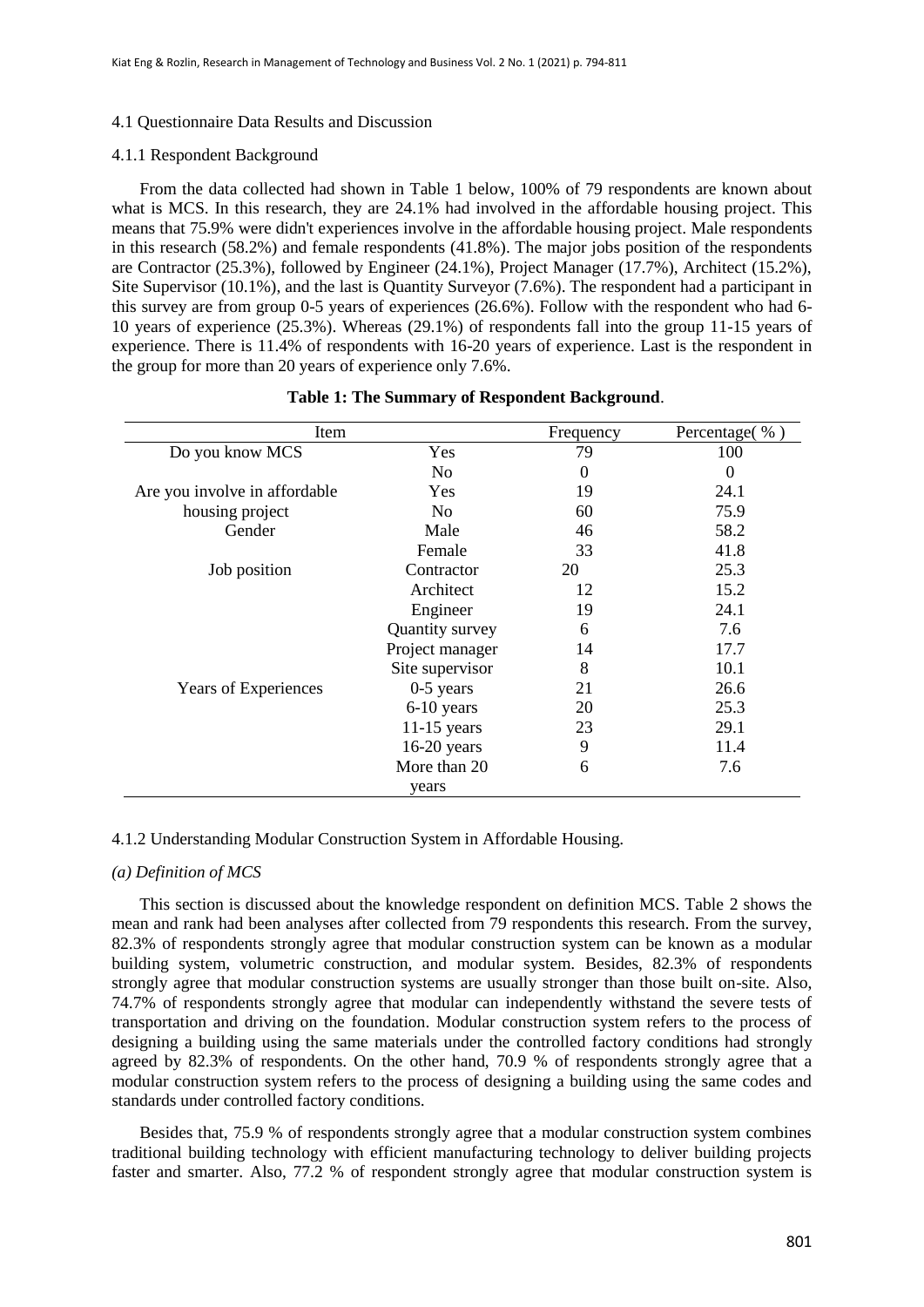### 4.1 Questionnaire Data Results and Discussion

#### 4.1.1 Respondent Background

From the data collected had shown in Table 1 below, 100% of 79 respondents are known about what is MCS. In this research, they are 24.1% had involved in the affordable housing project. This means that 75.9% were didn't experiences involve in the affordable housing project. Male respondents in this research (58.2%) and female respondents (41.8%). The major jobs position of the respondents are Contractor (25.3%), followed by Engineer (24.1%), Project Manager (17.7%), Architect (15.2%), Site Supervisor (10.1%), and the last is Quantity Surveyor (7.6%). The respondent had a participant in this survey are from group 0-5 years of experiences (26.6%). Follow with the respondent who had 6-10 years of experience (25.3%). Whereas (29.1%) of respondents fall into the group 11-15 years of experience. There is 11.4% of respondents with 16-20 years of experience. Last is the respondent in the group for more than 20 years of experience only 7.6%.

**Table 1: The Summary of Respondent Background**.

| Item | | Frequency | Percentage( % ) |
|---|---|---|---|
| Do you know MCS | Yes | 79 | 100 |
| | No | 0 | 0 |
| Are you involve in affordable housing project | Yes | 19 | 24.1 |
| | No | 60 | 75.9 |
| Gender | Male | 46 | 58.2 |
| | Female | 33 | 41.8 |
| Job position | Contractor | 20 | 25.3 |
| | Architect | 12 | 15.2 |
| | Engineer | 19 | 24.1 |
| | Quantity survey | 6 | 7.6 |
| | Project manager | 14 | 17.7 |
| | Site supervisor | 8 | 10.1 |
| Years of Experiences | 0-5 years | 21 | 26.6 |
| | 6-10 years | 20 | 25.3 |
| | 11-15 years | 23 | 29.1 |
| | 16-20 years | 9 | 11.4 |
| | More than 20 years | 6 | 7.6 |

#### 4.1.2 Understanding Modular Construction System in Affordable Housing.

*(a) Definition of MCS*

This section is discussed about the knowledge respondent on definition MCS. Table 2 shows the mean and rank had been analyses after collected from 79 respondents this research. From the survey, 82.3% of respondents strongly agree that modular construction system can be known as a modular building system, volumetric construction, and modular system. Besides, 82.3% of respondents strongly agree that modular construction systems are usually stronger than those built on-site. Also, 74.7% of respondents strongly agree that modular can independently withstand the severe tests of transportation and driving on the foundation. Modular construction system refers to the process of designing a building using the same materials under the controlled factory conditions had strongly agreed by 82.3% of respondents. On the other hand, 70.9 % of respondents strongly agree that a modular construction system refers to the process of designing a building using the same codes and standards under controlled factory conditions.

Besides that, 75.9 % of respondents strongly agree that a modular construction system combines traditional building technology with efficient manufacturing technology to deliver building projects faster and smarter. Also, 77.2 % of respondent strongly agree that modular construction system is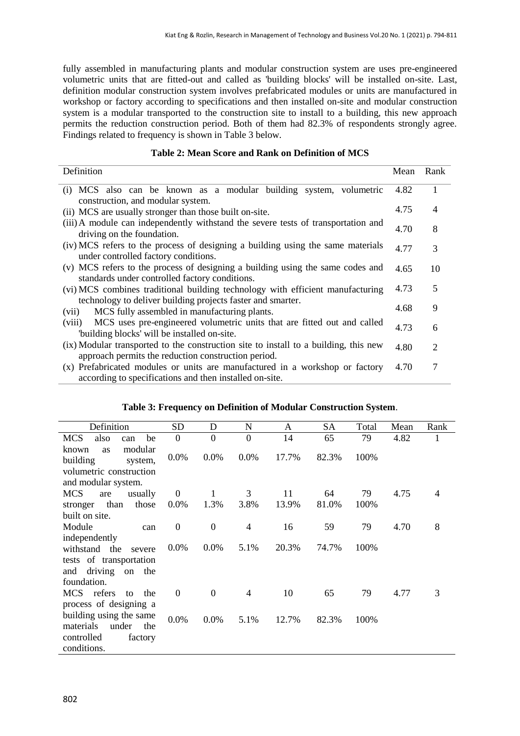fully assembled in manufacturing plants and modular construction system are uses pre-engineered volumetric units that are fitted-out and called as 'building blocks' will be installed on-site. Last, definition modular construction system involves prefabricated modules or units are manufactured in workshop or factory according to specifications and then installed on-site and modular construction system is a modular transported to the construction site to install to a building, this new approach permits the reduction construction period. Both of them had 82.3% of respondents strongly agree. Findings related to frequency is shown in Table 3 below.

**Table 2: Mean Score and Rank on Definition of MCS**

| Definition | Mean | Rank |
|---|---|---|
| (i) MCS also can be known as a modular building system, volumetric construction, and modular system. | 4.82 | 1 |
| (ii) MCS are usually stronger than those built on-site. | 4.75 | 4 |
| (iii) A module can independently withstand the severe tests of transportation and driving on the foundation. | 4.70 | 8 |
| (iv) MCS refers to the process of designing a building using the same materials under controlled factory conditions. | 4.77 | 3 |
| (v) MCS refers to the process of designing a building using the same codes and standards under controlled factory conditions. | 4.65 | 10 |
| (vi) MCS combines traditional building technology with efficient manufacturing technology to deliver building projects faster and smarter. | 4.73 | 5 |
| (vii) MCS fully assembled in manufacturing plants. | 4.68 | 9 |
| (viii) MCS uses pre-engineered volumetric units that are fitted out and called 'building blocks' will be installed on-site. | 4.73 | 6 |
| (ix) Modular transported to the construction site to install to a building, this new approach permits the reduction construction period. | 4.80 | 2 |
| (x) Prefabricated modules or units are manufactured in a workshop or factory according to specifications and then installed on-site. | 4.70 | 7 |

**Table 3: Frequency on Definition of Modular Construction System**.

| Definition | SD | D | N | A | SA | Total | Mean | Rank |
|---|---|---|---|---|---|---|---|---|
| MCS also can be known as modular building system, volumetric construction and modular system. | 0<br>0.0% | 0<br>0.0% | 0<br>0.0% | 14<br>17.7% | 65<br>82.3% | 79<br>100% | 4.82 | 1 |
| MCS are usually stronger than those built on site. | 0<br>0.0% | 1<br>1.3% | 3<br>3.8% | 11<br>13.9% | 64<br>81.0% | 79<br>100% | 4.75 | 4 |
| Module can independently withstand the severe tests of transportation and driving on the foundation. | 0<br>0.0% | 0<br>0.0% | 4<br>5.1% | 16<br>20.3% | 59<br>74.7% | 79<br>100% | 4.70 | 8 |
| MCS refers to the process of designing a building using the same materials under the controlled factory conditions. | 0<br>0.0% | 0<br>0.0% | 4<br>5.1% | 10<br>12.7% | 65<br>82.3% | 79<br>100% | 4.77 | 3 |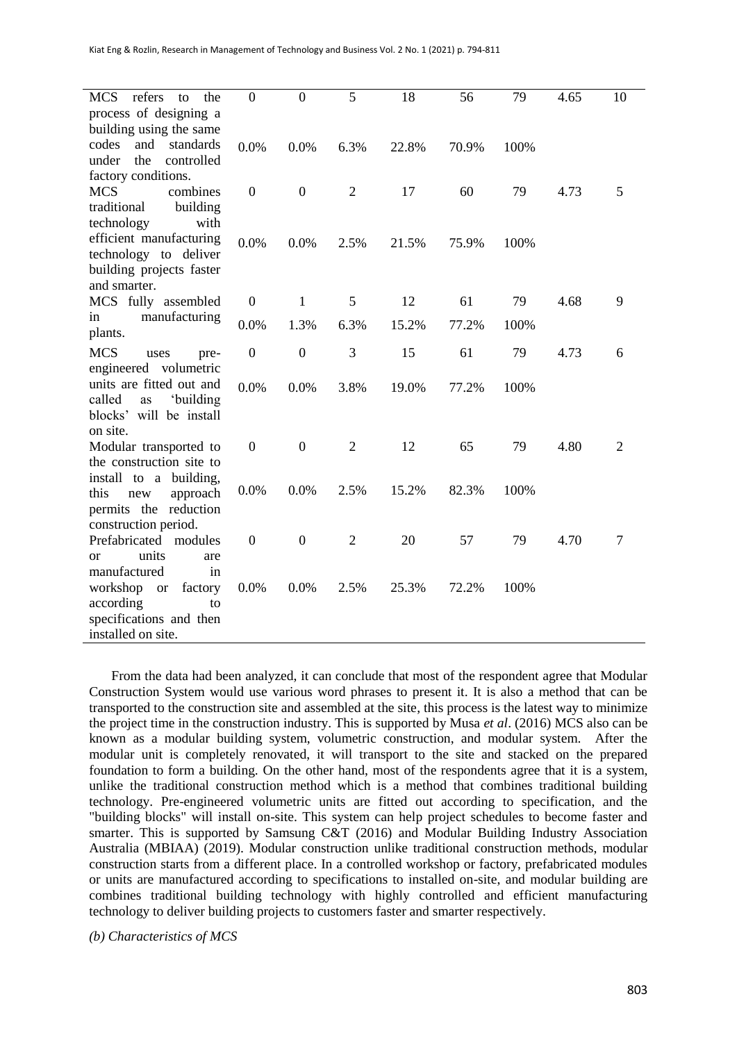| | | | | | | | | |
|---|---|---|---|---|---|---|---|---|
| MCS refers to the process of designing a building using the same codes and standards under the controlled factory conditions. | 0<br>0.0% | 0<br>0.0% | 5<br>6.3% | 18<br>22.8% | 56<br>70.9% | 79<br>100% | 4.65 | 10 |
| MCS combines traditional building technology with efficient manufacturing technology to deliver building projects faster and smarter. | 0<br>0.0% | 0<br>0.0% | 2<br>2.5% | 17<br>21.5% | 60<br>75.9% | 79<br>100% | 4.73 | 5 |
| MCS fully assembled in manufacturing plants. | 0<br>0.0% | 1<br>1.3% | 5<br>6.3% | 12<br>15.2% | 61<br>77.2% | 79<br>100% | 4.68 | 9 |
| MCS uses pre-engineered volumetric units are fitted out and called as 'building blocks' will be install on site. | 0<br>0.0% | 0<br>0.0% | 3<br>3.8% | 15<br>19.0% | 61<br>77.2% | 79<br>100% | 4.73 | 6 |
| Modular transported to the construction site to install to a building, this new approach permits the reduction construction period. | 0<br>0.0% | 0<br>0.0% | 2<br>2.5% | 12<br>15.2% | 65<br>82.3% | 79<br>100% | 4.80 | 2 |
| Prefabricated modules or units are manufactured in workshop or factory according to specifications and then installed on site. | 0<br>0.0% | 0<br>0.0% | 2<br>2.5% | 20<br>25.3% | 57<br>72.2% | 79<br>100% | 4.70 | 7 |

From the data had been analyzed, it can conclude that most of the respondent agree that Modular Construction System would use various word phrases to present it. It is also a method that can be transported to the construction site and assembled at the site, this process is the latest way to minimize the project time in the construction industry. This is supported by Musa *et al*. (2016) MCS also can be known as a modular building system, volumetric construction, and modular system. After the modular unit is completely renovated, it will transport to the site and stacked on the prepared foundation to form a building. On the other hand, most of the respondents agree that it is a system, unlike the traditional construction method which is a method that combines traditional building technology. Pre-engineered volumetric units are fitted out according to specification, and the "building blocks" will install on-site. This system can help project schedules to become faster and smarter. This is supported by Samsung C&T (2016) and Modular Building Industry Association Australia (MBIAA) (2019). Modular construction unlike traditional construction methods, modular construction starts from a different place. In a controlled workshop or factory, prefabricated modules or units are manufactured according to specifications to installed on-site, and modular building are combines traditional building technology with highly controlled and efficient manufacturing technology to deliver building projects to customers faster and smarter respectively.

*(b) Characteristics of MCS*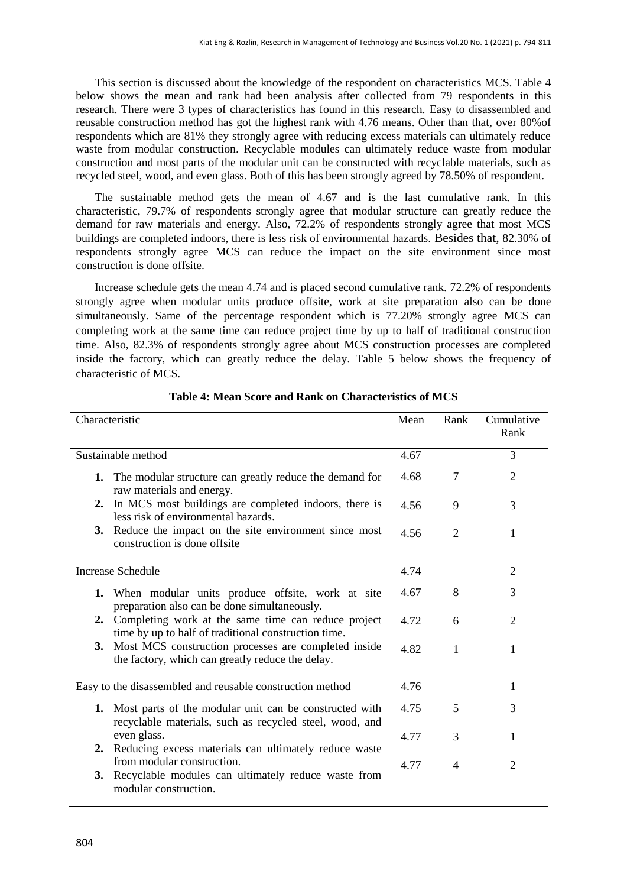This section is discussed about the knowledge of the respondent on characteristics MCS. Table 4 below shows the mean and rank had been analysis after collected from 79 respondents in this research. There were 3 types of characteristics has found in this research. Easy to disassembled and reusable construction method has got the highest rank with 4.76 means. Other than that, over 80%of respondents which are 81% they strongly agree with reducing excess materials can ultimately reduce waste from modular construction. Recyclable modules can ultimately reduce waste from modular construction and most parts of the modular unit can be constructed with recyclable materials, such as recycled steel, wood, and even glass. Both of this has been strongly agreed by 78.50% of respondent.

The sustainable method gets the mean of 4.67 and is the last cumulative rank. In this characteristic, 79.7% of respondents strongly agree that modular structure can greatly reduce the demand for raw materials and energy. Also, 72.2% of respondents strongly agree that most MCS buildings are completed indoors, there is less risk of environmental hazards. Besides that, 82.30% of respondents strongly agree MCS can reduce the impact on the site environment since most construction is done offsite.

Increase schedule gets the mean 4.74 and is placed second cumulative rank. 72.2% of respondents strongly agree when modular units produce offsite, work at site preparation also can be done simultaneously. Same of the percentage respondent which is 77.20% strongly agree MCS can completing work at the same time can reduce project time by up to half of traditional construction time. Also, 82.3% of respondents strongly agree about MCS construction processes are completed inside the factory, which can greatly reduce the delay. Table 5 below shows the frequency of characteristic of MCS.

**Table 4: Mean Score and Rank on Characteristics of MCS**

| Characteristic | Mean | Rank | Cumulative Rank |
|---|---|---|---|
| Sustainable method | 4.67 | | 3 |
| 1. The modular structure can greatly reduce the demand for raw materials and energy. | 4.68 | 7 | 2 |
| 2. In MCS most buildings are completed indoors, there is less risk of environmental hazards. | 4.56 | 9 | 3 |
| 3. Reduce the impact on the site environment since most construction is done offsite | 4.56 | 2 | 1 |
| Increase Schedule | 4.74 | | 2 |
| 1. When modular units produce offsite, work at site preparation also can be done simultaneously. | 4.67 | 8 | 3 |
| 2. Completing work at the same time can reduce project time by up to half of traditional construction time. | 4.72 | 6 | 2 |
| 3. Most MCS construction processes are completed inside the factory, which can greatly reduce the delay. | 4.82 | 1 | 1 |
| Easy to the disassembled and reusable construction method | 4.76 | | 1 |
| 1. Most parts of the modular unit can be constructed with recyclable materials, such as recycled steel, wood, and even glass. | 4.75 | 5 | 3 |
| 2. Reducing excess materials can ultimately reduce waste from modular construction. | 4.77 | 3 | 1 |
| 3. Recyclable modules can ultimately reduce waste from modular construction. | 4.77 | 4 | 2 |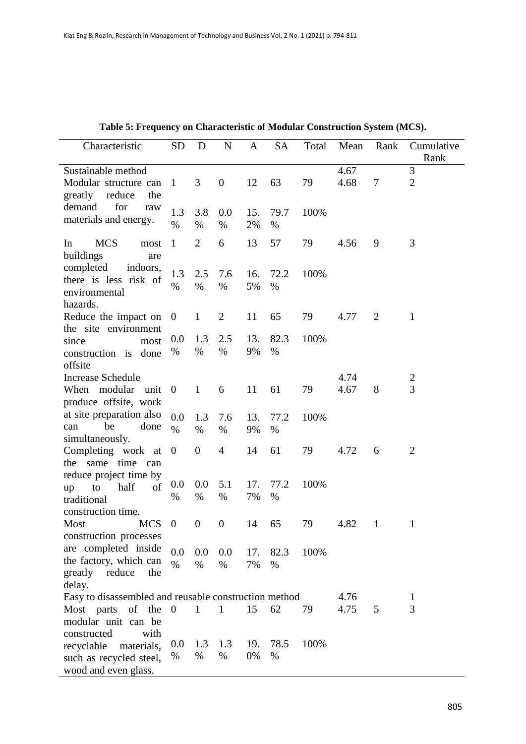**Table 5: Frequency on Characteristic of Modular Construction System (MCS).**

| Characteristic | SD | D | N | A | SA | Total | Mean | Rank | Cumulative Rank |
|---|---|---|---|---|---|---|---|---|---|
| Sustainable method | | | | | | | 4.67 | | 3 |
| Modular structure can greatly reduce the demand for raw materials and energy. | 1<br>1.3 % | 3<br>3.8 % | 0<br>0.0 % | 12<br>15.2% | 63<br>79.7 % | 79<br>100% | 4.68 | 7 | 2 |
| In MCS most buildings are completed indoors, there is less risk of environmental hazards. | 1<br>1.3 % | 2<br>2.5 % | 6<br>7.6 % | 13<br>16.5% | 57<br>72.2 % | 79<br>100% | 4.56 | 9 | 3 |
| Reduce the impact on the site environment since most construction is done offsite | 0<br>0.0 % | 1<br>1.3 % | 2<br>2.5 % | 11<br>13.9% | 65<br>82.3 % | 79<br>100% | 4.77 | 2 | 1 |
| Increase Schedule | | | | | | | 4.74 | | 2 |
| When modular unit produce offsite, work at site preparation also can be done simultaneously. | 0<br>0.0 % | 1<br>1.3 % | 6<br>7.6 % | 11<br>13.9% | 61<br>77.2 % | 79<br>100% | 4.67 | 8 | 3 |
| Completing work at the same time can reduce project time by up to half of traditional construction time. | 0<br>0.0 % | 0<br>0.0 % | 4<br>5.1 % | 14<br>17.7% | 61<br>77.2 % | 79<br>100% | 4.72 | 6 | 2 |
| Most MCS construction processes are completed inside the factory, which can greatly reduce the delay. | 0<br>0.0 % | 0<br>0.0 % | 0<br>0.0 % | 14<br>17.7% | 65<br>82.3 % | 79<br>100% | 4.82 | 1 | 1 |
| Easy to disassembled and reusable construction method | | | | | | | 4.76 | | 1 |
| Most parts of the modular unit can be constructed with recyclable materials, such as recycled steel, wood and even glass. | 0<br>0.0 % | 1<br>1.3 % | 1<br>1.3 % | 15<br>19.0% | 62<br>78.5 % | 79<br>100% | 4.75 | 5 | 3 |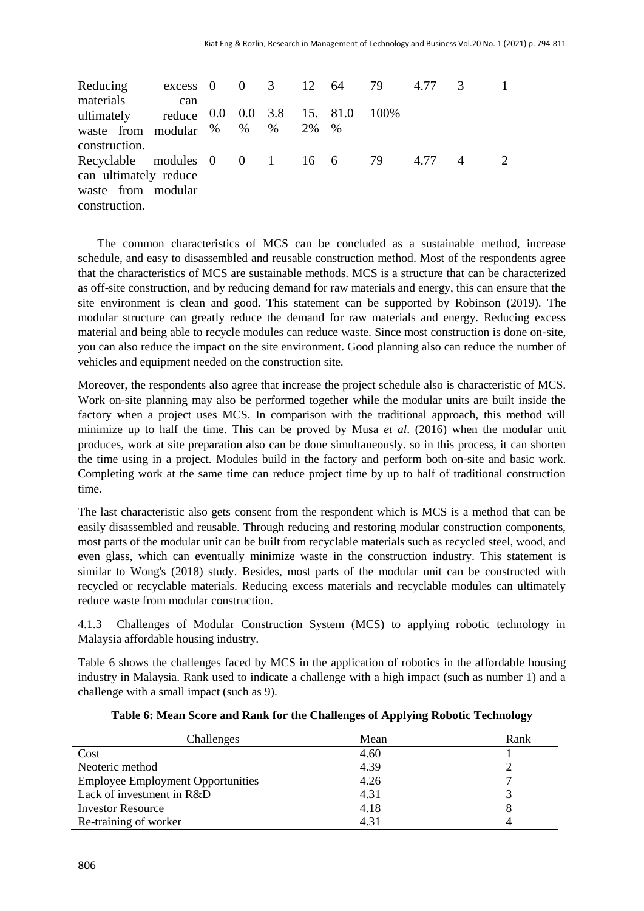| Reducing excess materials can ultimately reduce waste from modular construction. | 0<br>0.0% | 0<br>0.0% | 3<br>3.8% | 12<br>15.2% | 64<br>81.0% | 79<br>100% | 4.77 | 3 | 1 |
|---|---|---|---|---|---|---|---|---|---|
| Recyclable modules can ultimately reduce waste from modular construction. | 0 | 0 | 1 | 16 | 6 | 79 | 4.77 | 4 | 2 |

The common characteristics of MCS can be concluded as a sustainable method, increase schedule, and easy to disassembled and reusable construction method. Most of the respondents agree that the characteristics of MCS are sustainable methods. MCS is a structure that can be characterized as off-site construction, and by reducing demand for raw materials and energy, this can ensure that the site environment is clean and good. This statement can be supported by Robinson (2019). The modular structure can greatly reduce the demand for raw materials and energy. Reducing excess material and being able to recycle modules can reduce waste. Since most construction is done on-site, you can also reduce the impact on the site environment. Good planning also can reduce the number of vehicles and equipment needed on the construction site.

Moreover, the respondents also agree that increase the project schedule also is characteristic of MCS. Work on-site planning may also be performed together while the modular units are built inside the factory when a project uses MCS. In comparison with the traditional approach, this method will minimize up to half the time. This can be proved by Musa *et al*. (2016) when the modular unit produces, work at site preparation also can be done simultaneously. so in this process, it can shorten the time using in a project. Modules build in the factory and perform both on-site and basic work. Completing work at the same time can reduce project time by up to half of traditional construction time.

The last characteristic also gets consent from the respondent which is MCS is a method that can be easily disassembled and reusable. Through reducing and restoring modular construction components, most parts of the modular unit can be built from recyclable materials such as recycled steel, wood, and even glass, which can eventually minimize waste in the construction industry. This statement is similar to Wong's (2018) study. Besides, most parts of the modular unit can be constructed with recycled or recyclable materials. Reducing excess materials and recyclable modules can ultimately reduce waste from modular construction.

4.1.3 Challenges of Modular Construction System (MCS) to applying robotic technology in Malaysia affordable housing industry.

Table 6 shows the challenges faced by MCS in the application of robotics in the affordable housing industry in Malaysia. Rank used to indicate a challenge with a high impact (such as number 1) and a challenge with a small impact (such as 9).

**Table 6: Mean Score and Rank for the Challenges of Applying Robotic Technology**

| Challenges | Mean | Rank |
|---|---|---|
| Cost | 4.60 | 1 |
| Neoteric method | 4.39 | 2 |
| Employee Employment Opportunities | 4.26 | 7 |
| Lack of investment in R&D | 4.31 | 3 |
| Investor Resource | 4.18 | 8 |
| Re-training of worker | 4.31 | 4 |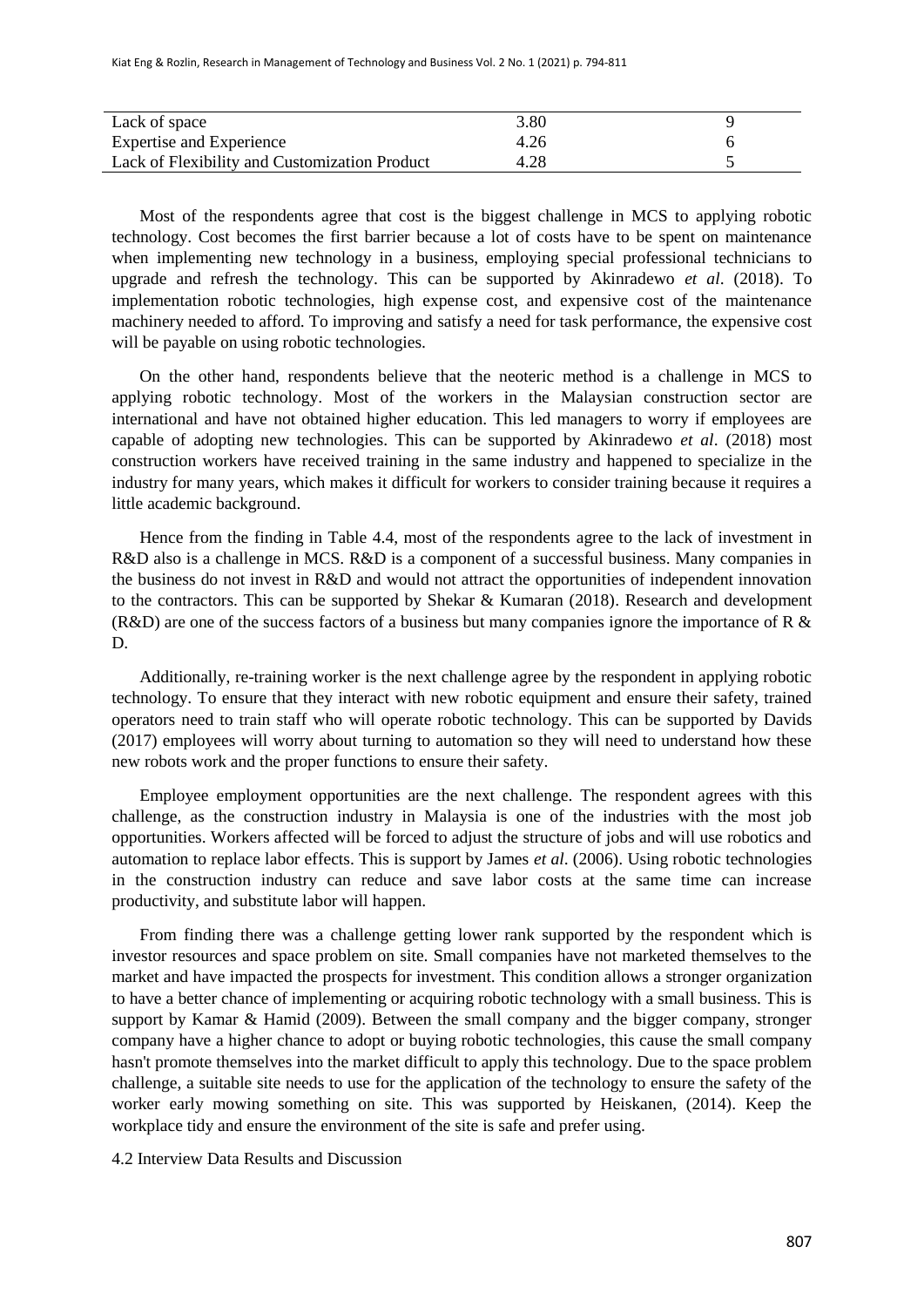| | | |
|---|---|---|
| Lack of space | 3.80 | 9 |
| Expertise and Experience | 4.26 | 6 |
| Lack of Flexibility and Customization Product | 4.28 | 5 |

Most of the respondents agree that cost is the biggest challenge in MCS to applying robotic technology. Cost becomes the first barrier because a lot of costs have to be spent on maintenance when implementing new technology in a business, employing special professional technicians to upgrade and refresh the technology. This can be supported by Akinradewo *et al*. (2018). To implementation robotic technologies, high expense cost, and expensive cost of the maintenance machinery needed to afford. To improving and satisfy a need for task performance, the expensive cost will be payable on using robotic technologies.

On the other hand, respondents believe that the neoteric method is a challenge in MCS to applying robotic technology. Most of the workers in the Malaysian construction sector are international and have not obtained higher education. This led managers to worry if employees are capable of adopting new technologies. This can be supported by Akinradewo *et al*. (2018) most construction workers have received training in the same industry and happened to specialize in the industry for many years, which makes it difficult for workers to consider training because it requires a little academic background.

Hence from the finding in Table 4.4, most of the respondents agree to the lack of investment in R&D also is a challenge in MCS. R&D is a component of a successful business. Many companies in the business do not invest in R&D and would not attract the opportunities of independent innovation to the contractors. This can be supported by Shekar & Kumaran (2018). Research and development (R&D) are one of the success factors of a business but many companies ignore the importance of R & D.

Additionally, re-training worker is the next challenge agree by the respondent in applying robotic technology. To ensure that they interact with new robotic equipment and ensure their safety, trained operators need to train staff who will operate robotic technology. This can be supported by Davids (2017) employees will worry about turning to automation so they will need to understand how these new robots work and the proper functions to ensure their safety.

Employee employment opportunities are the next challenge. The respondent agrees with this challenge, as the construction industry in Malaysia is one of the industries with the most job opportunities. Workers affected will be forced to adjust the structure of jobs and will use robotics and automation to replace labor effects. This is support by James *et al*. (2006). Using robotic technologies in the construction industry can reduce and save labor costs at the same time can increase productivity, and substitute labor will happen.

From finding there was a challenge getting lower rank supported by the respondent which is investor resources and space problem on site. Small companies have not marketed themselves to the market and have impacted the prospects for investment. This condition allows a stronger organization to have a better chance of implementing or acquiring robotic technology with a small business. This is support by Kamar & Hamid (2009). Between the small company and the bigger company, stronger company have a higher chance to adopt or buying robotic technologies, this cause the small company hasn't promote themselves into the market difficult to apply this technology. Due to the space problem challenge, a suitable site needs to use for the application of the technology to ensure the safety of the worker early mowing something on site. This was supported by Heiskanen, (2014). Keep the workplace tidy and ensure the environment of the site is safe and prefer using.

## 4.2 Interview Data Results and Discussion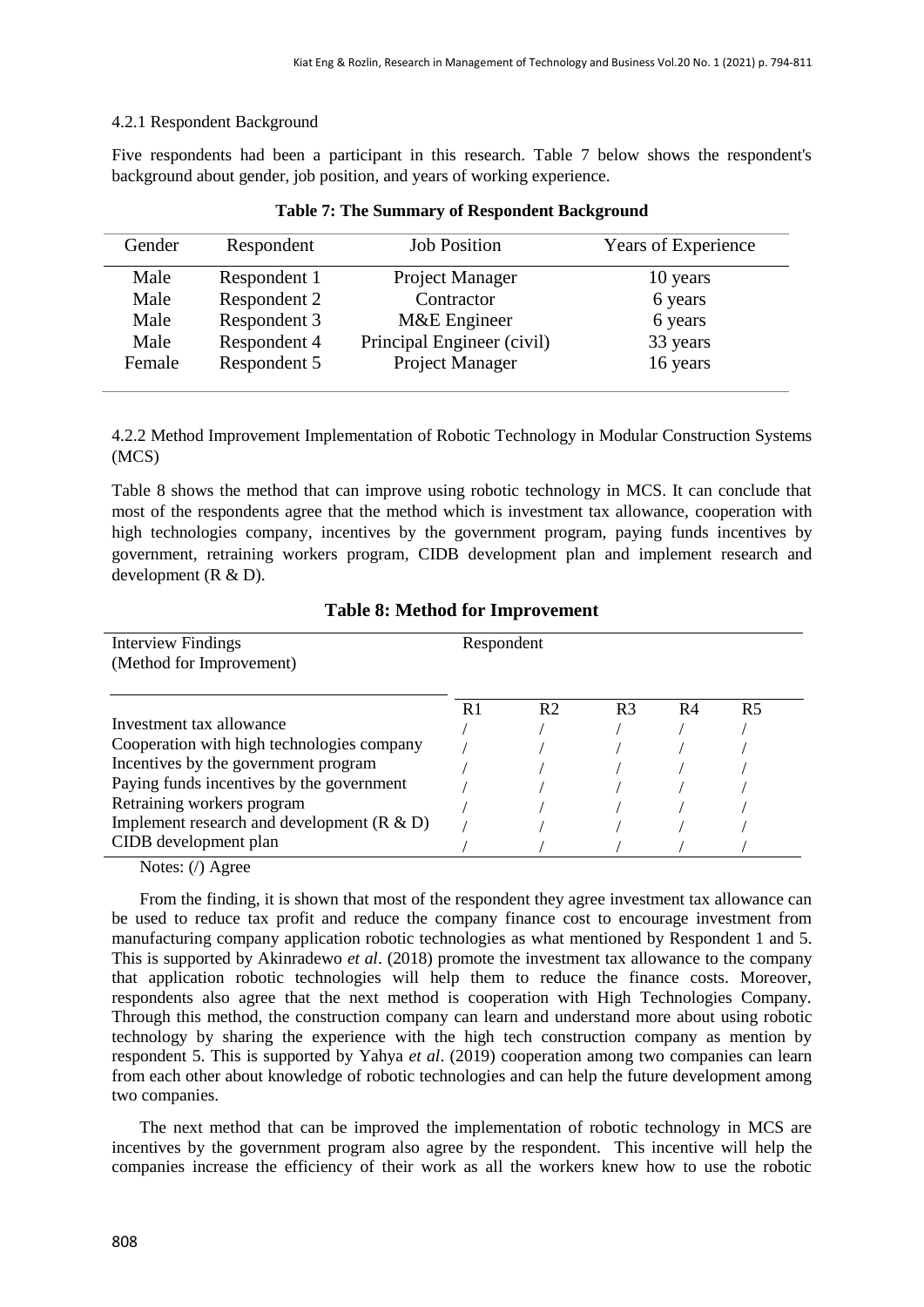4.2.1 Respondent Background

Five respondents had been a participant in this research. Table 7 below shows the respondent's background about gender, job position, and years of working experience.

**Table 7: The Summary of Respondent Background**

| Gender | Respondent | Job Position | Years of Experience |
|---|---|---|---|
| Male | Respondent 1 | Project Manager | 10 years |
| Male | Respondent 2 | Contractor | 6 years |
| Male | Respondent 3 | M&E Engineer | 6 years |
| Male | Respondent 4 | Principal Engineer (civil) | 33 years |
| Female | Respondent 5 | Project Manager | 16 years |

4.2.2 Method Improvement Implementation of Robotic Technology in Modular Construction Systems (MCS)

Table 8 shows the method that can improve using robotic technology in MCS. It can conclude that most of the respondents agree that the method which is investment tax allowance, cooperation with high technologies company, incentives by the government program, paying funds incentives by government, retraining workers program, CIDB development plan and implement research and development (R & D).

**Table 8: Method for Improvement**

| Interview Findings (Method for Improvement) | Respondent | | | | |
|---|---|---|---|---|---|
| | R1 | R2 | R3 | R4 | R5 |
| Investment tax allowance | / | / | / | / | / |
| Cooperation with high technologies company | / | / | / | / | / |
| Incentives by the government program | / | / | / | / | / |
| Paying funds incentives by the government | / | / | / | / | / |
| Retraining workers program | / | / | / | / | / |
| Implement research and development (R & D) | / | / | / | / | / |
| CIDB development plan | / | / | / | / | / |

Notes: (/) Agree

From the finding, it is shown that most of the respondent they agree investment tax allowance can be used to reduce tax profit and reduce the company finance cost to encourage investment from manufacturing company application robotic technologies as what mentioned by Respondent 1 and 5. This is supported by Akinradewo *et al*. (2018) promote the investment tax allowance to the company that application robotic technologies will help them to reduce the finance costs. Moreover, respondents also agree that the next method is cooperation with High Technologies Company. Through this method, the construction company can learn and understand more about using robotic technology by sharing the experience with the high tech construction company as mention by respondent 5. This is supported by Yahya *et al*. (2019) cooperation among two companies can learn from each other about knowledge of robotic technologies and can help the future development among two companies.

The next method that can be improved the implementation of robotic technology in MCS are incentives by the government program also agree by the respondent. This incentive will help the companies increase the efficiency of their work as all the workers knew how to use the robotic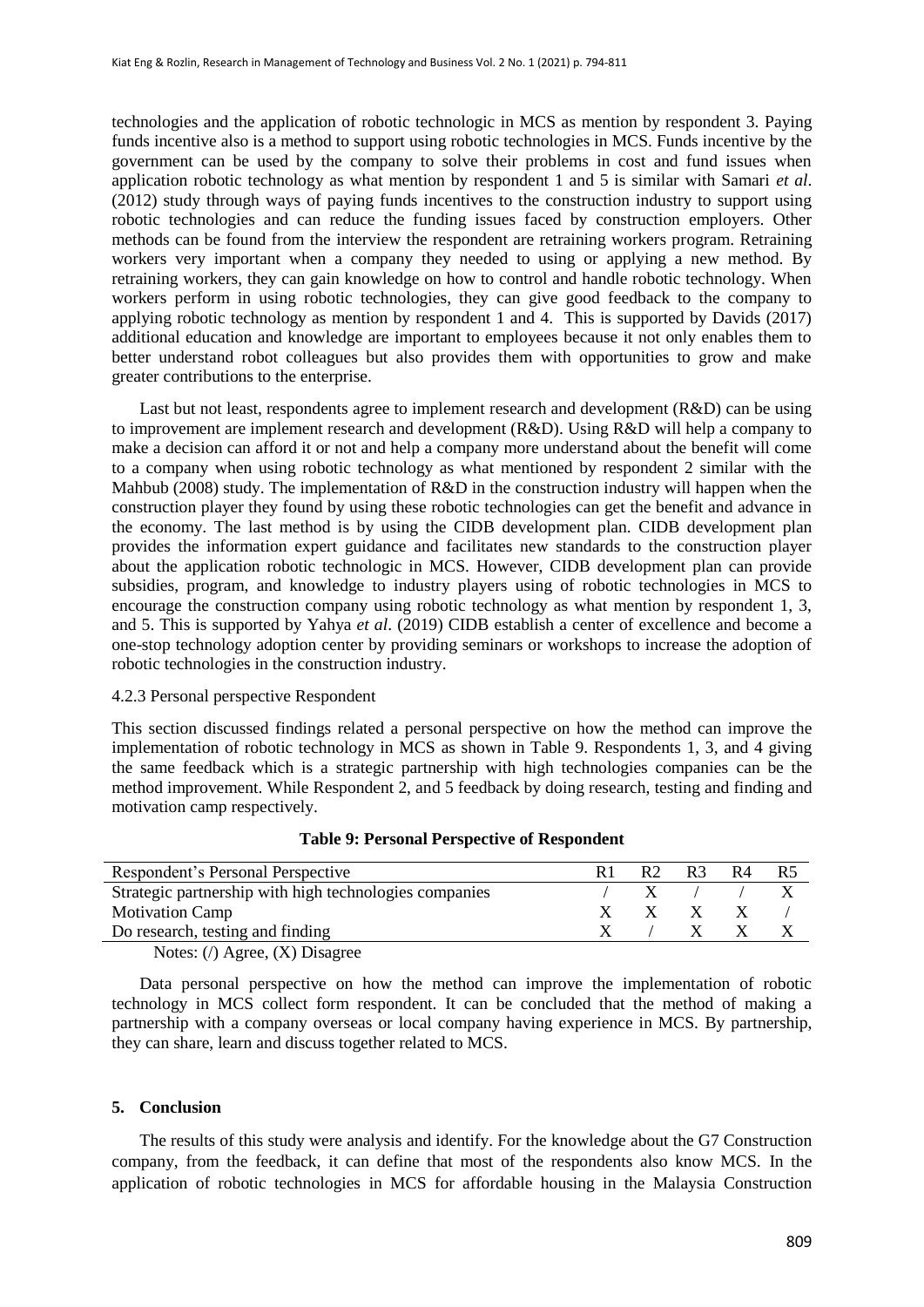technologies and the application of robotic technologic in MCS as mention by respondent 3. Paying funds incentive also is a method to support using robotic technologies in MCS. Funds incentive by the government can be used by the company to solve their problems in cost and fund issues when application robotic technology as what mention by respondent 1 and 5 is similar with Samari *et al*. (2012) study through ways of paying funds incentives to the construction industry to support using robotic technologies and can reduce the funding issues faced by construction employers. Other methods can be found from the interview the respondent are retraining workers program. Retraining workers very important when a company they needed to using or applying a new method. By retraining workers, they can gain knowledge on how to control and handle robotic technology. When workers perform in using robotic technologies, they can give good feedback to the company to applying robotic technology as mention by respondent 1 and 4. This is supported by Davids (2017) additional education and knowledge are important to employees because it not only enables them to better understand robot colleagues but also provides them with opportunities to grow and make greater contributions to the enterprise.

Last but not least, respondents agree to implement research and development (R&D) can be using to improvement are implement research and development (R&D). Using R&D will help a company to make a decision can afford it or not and help a company more understand about the benefit will come to a company when using robotic technology as what mentioned by respondent 2 similar with the Mahbub (2008) study. The implementation of R&D in the construction industry will happen when the construction player they found by using these robotic technologies can get the benefit and advance in the economy. The last method is by using the CIDB development plan. CIDB development plan provides the information expert guidance and facilitates new standards to the construction player about the application robotic technologic in MCS. However, CIDB development plan can provide subsidies, program, and knowledge to industry players using of robotic technologies in MCS to encourage the construction company using robotic technology as what mention by respondent 1, 3, and 5. This is supported by Yahya *et al*. (2019) CIDB establish a center of excellence and become a one-stop technology adoption center by providing seminars or workshops to increase the adoption of robotic technologies in the construction industry.

4.2.3 Personal perspective Respondent

This section discussed findings related a personal perspective on how the method can improve the implementation of robotic technology in MCS as shown in Table 9. Respondents 1, 3, and 4 giving the same feedback which is a strategic partnership with high technologies companies can be the method improvement. While Respondent 2, and 5 feedback by doing research, testing and finding and motivation camp respectively.

**Table 9: Personal Perspective of Respondent**

| Respondent's Personal Perspective | R1 | R2 | R3 | R4 | R5 |
|---|---|---|---|---|---|
| Strategic partnership with high technologies companies | / | X | / | / | X |
| Motivation Camp | X | X | X | X | / |
| Do research, testing and finding | X | / | X | X | X |

Notes: (/) Agree, (X) Disagree

Data personal perspective on how the method can improve the implementation of robotic technology in MCS collect form respondent. It can be concluded that the method of making a partnership with a company overseas or local company having experience in MCS. By partnership, they can share, learn and discuss together related to MCS.

## 5. Conclusion

The results of this study were analysis and identify. For the knowledge about the G7 Construction company, from the feedback, it can define that most of the respondents also know MCS. In the application of robotic technologies in MCS for affordable housing in the Malaysia Construction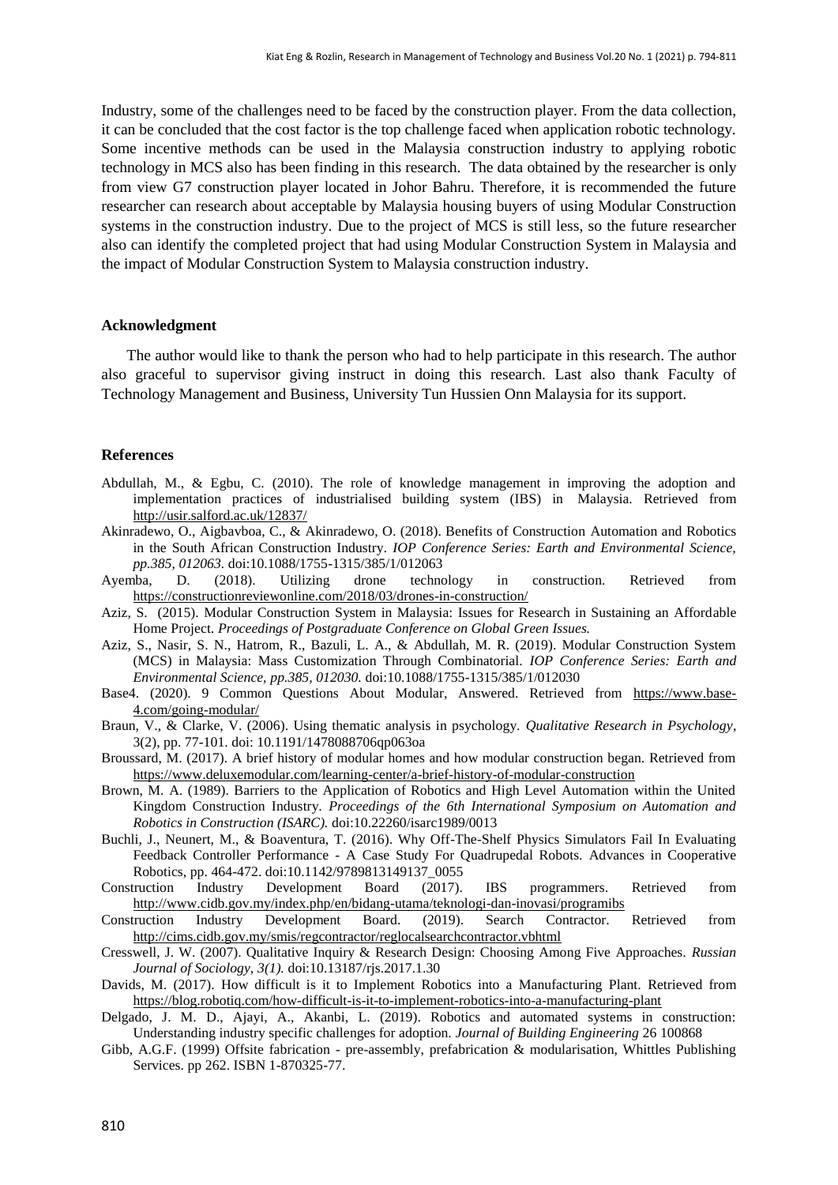Industry, some of the challenges need to be faced by the construction player. From the data collection, it can be concluded that the cost factor is the top challenge faced when application robotic technology. Some incentive methods can be used in the Malaysia construction industry to applying robotic technology in MCS also has been finding in this research. The data obtained by the researcher is only from view G7 construction player located in Johor Bahru. Therefore, it is recommended the future researcher can research about acceptable by Malaysia housing buyers of using Modular Construction systems in the construction industry. Due to the project of MCS is still less, so the future researcher also can identify the completed project that had using Modular Construction System in Malaysia and the impact of Modular Construction System to Malaysia construction industry.

### Acknowledgment

The author would like to thank the person who had to help participate in this research. The author also graceful to supervisor giving instruct in doing this research. Last also thank Faculty of Technology Management and Business, University Tun Hussien Onn Malaysia for its support.

### References

Abdullah, M., & Egbu, C. (2010). The role of knowledge management in improving the adoption and implementation practices of industrialised building system (IBS) in Malaysia. Retrieved from http://usir.salford.ac.uk/12837/

Akinradewo, O., Aigbavboa, C., & Akinradewo, O. (2018). Benefits of Construction Automation and Robotics in the South African Construction Industry. *IOP Conference Series: Earth and Environmental Science, pp.385, 012063.* doi:10.1088/1755-1315/385/1/012063

Ayemba, D. (2018). Utilizing drone technology in construction. Retrieved from https://constructionreviewonline.com/2018/03/drones-in-construction/

Aziz, S. (2015). Modular Construction System in Malaysia: Issues for Research in Sustaining an Affordable Home Project. *Proceedings of Postgraduate Conference on Global Green Issues.*

Aziz, S., Nasir, S. N., Hatrom, R., Bazuli, L. A., & Abdullah, M. R. (2019). Modular Construction System (MCS) in Malaysia: Mass Customization Through Combinatorial. *IOP Conference Series: Earth and Environmental Science, pp.385, 012030.* doi:10.1088/1755-1315/385/1/012030

Base4. (2020). 9 Common Questions About Modular, Answered. Retrieved from https://www.base-4.com/going-modular/

Braun, V., & Clarke, V. (2006). Using thematic analysis in psychology. *Qualitative Research in Psychology*, 3(2), pp. 77-101. doi: 10.1191/1478088706qp063oa

Broussard, M. (2017). A brief history of modular homes and how modular construction began. Retrieved from https://www.deluxemodular.com/learning-center/a-brief-history-of-modular-construction

Brown, M. A. (1989). Barriers to the Application of Robotics and High Level Automation within the United Kingdom Construction Industry. *Proceedings of the 6th International Symposium on Automation and Robotics in Construction (ISARC).* doi:10.22260/isarc1989/0013

Buchli, J., Neunert, M., & Boaventura, T. (2016). Why Off-The-Shelf Physics Simulators Fail In Evaluating Feedback Controller Performance - A Case Study For Quadrupedal Robots. Advances in Cooperative Robotics, pp. 464-472. doi:10.1142/9789813149137_0055

Construction Industry Development Board (2017). IBS programmers. Retrieved from http://www.cidb.gov.my/index.php/en/bidang-utama/teknologi-dan-inovasi/programibs

Construction Industry Development Board. (2019). Search Contractor. Retrieved from http://cims.cidb.gov.my/smis/regcontractor/reglocalsearchcontractor.vbhtml

Cresswell, J. W. (2007). Qualitative Inquiry & Research Design: Choosing Among Five Approaches. *Russian Journal of Sociology, 3(1).* doi:10.13187/rjs.2017.1.30

Davids, M. (2017). How difficult is it to Implement Robotics into a Manufacturing Plant. Retrieved from https://blog.robotiq.com/how-difficult-is-it-to-implement-robotics-into-a-manufacturing-plant

Delgado, J. M. D., Ajayi, A., Akanbi, L. (2019). Robotics and automated systems in construction: Understanding industry specific challenges for adoption. *Journal of Building Engineering* 26 100868

Gibb, A.G.F. (1999) Offsite fabrication - pre-assembly, prefabrication & modularisation, Whittles Publishing Services. pp 262. ISBN 1-870325-77.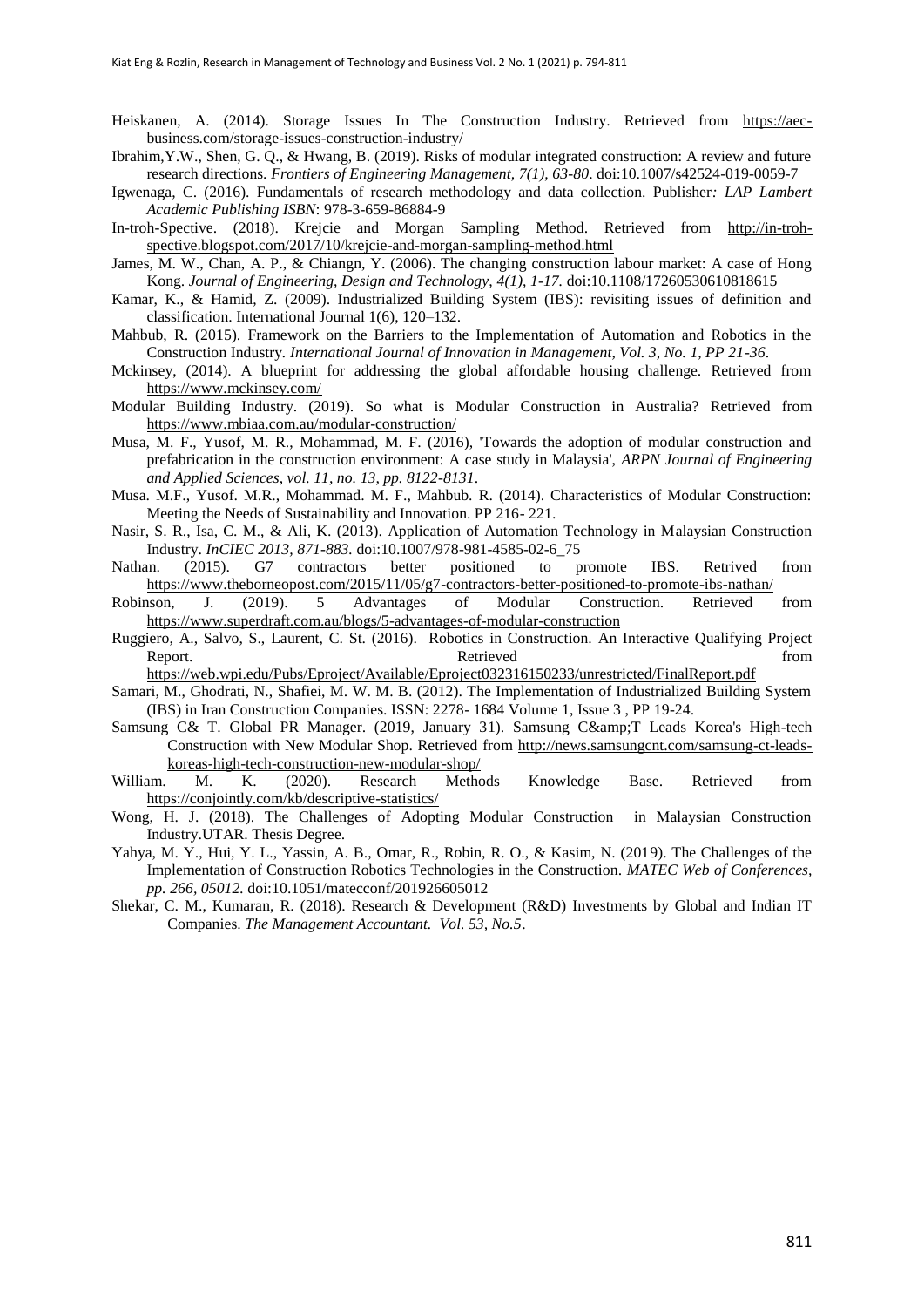Heiskanen, A. (2014). Storage Issues In The Construction Industry. Retrieved from https://aec-business.com/storage-issues-construction-industry/

Ibrahim,Y.W., Shen, G. Q., & Hwang, B. (2019). Risks of modular integrated construction: A review and future research directions. *Frontiers of Engineering Management, 7(1), 63-80*. doi:10.1007/s42524-019-0059-7

Igwenaga, C. (2016). Fundamentals of research methodology and data collection. Publisher*: LAP Lambert Academic Publishing ISBN*: 978-3-659-86884-9

In-troh-Spective. (2018). Krejcie and Morgan Sampling Method. Retrieved from http://in-troh-spective.blogspot.com/2017/10/krejcie-and-morgan-sampling-method.html

James, M. W., Chan, A. P., & Chiangn, Y. (2006). The changing construction labour market: A case of Hong Kong. *Journal of Engineering, Design and Technology, 4(1), 1-17.* doi:10.1108/17260530610818615

Kamar, K., & Hamid, Z. (2009). Industrialized Building System (IBS): revisiting issues of definition and classification. International Journal 1(6), 120–132.

Mahbub, R. (2015). Framework on the Barriers to the Implementation of Automation and Robotics in the Construction Industry. *International Journal of Innovation in Management, Vol. 3, No. 1, PP 21-36*.

Mckinsey, (2014). A blueprint for addressing the global affordable housing challenge. Retrieved from https://www.mckinsey.com/

Modular Building Industry. (2019). So what is Modular Construction in Australia? Retrieved from https://www.mbiaa.com.au/modular-construction/

Musa, M. F., Yusof, M. R., Mohammad, M. F. (2016), 'Towards the adoption of modular construction and prefabrication in the construction environment: A case study in Malaysia', *ARPN Journal of Engineering and Applied Sciences, vol. 11, no. 13, pp. 8122-8131*.

Musa. M.F., Yusof. M.R., Mohammad. M. F., Mahbub. R. (2014). Characteristics of Modular Construction: Meeting the Needs of Sustainability and Innovation. PP 216- 221.

Nasir, S. R., Isa, C. M., & Ali, K. (2013). Application of Automation Technology in Malaysian Construction Industry. *InCIEC 2013, 871-883.* doi:10.1007/978-981-4585-02-6_75

Nathan. (2015). G7 contractors better positioned to promote IBS. Retrived from https://www.theborneopost.com/2015/11/05/g7-contractors-better-positioned-to-promote-ibs-nathan/

Robinson, J. (2019). 5 Advantages of Modular Construction. Retrieved from https://www.superdraft.com.au/blogs/5-advantages-of-modular-construction

Ruggiero, A., Salvo, S., Laurent, C. St. (2016). Robotics in Construction. An Interactive Qualifying Project Report. Retrieved from https://web.wpi.edu/Pubs/Eproject/Available/Eproject032316150233/unrestricted/FinalReport.pdf

Samari, M., Ghodrati, N., Shafiei, M. W. M. B. (2012). The Implementation of Industrialized Building System (IBS) in Iran Construction Companies. ISSN: 2278- 1684 Volume 1, Issue 3 , PP 19-24.

Samsung C& T. Global PR Manager. (2019, January 31). Samsung C&amp;T Leads Korea's High-tech Construction with New Modular Shop. Retrieved from http://news.samsungcnt.com/samsung-ct-leads-koreas-high-tech-construction-new-modular-shop/

William. M. K. (2020). Research Methods Knowledge Base. Retrieved from https://conjointly.com/kb/descriptive-statistics/

Wong, H. J. (2018). The Challenges of Adopting Modular Construction in Malaysian Construction Industry.UTAR. Thesis Degree.

Yahya, M. Y., Hui, Y. L., Yassin, A. B., Omar, R., Robin, R. O., & Kasim, N. (2019). The Challenges of the Implementation of Construction Robotics Technologies in the Construction. *MATEC Web of Conferences, pp. 266, 05012.* doi:10.1051/matecconf/201926605012

Shekar, C. M., Kumaran, R. (2018). Research & Development (R&D) Investments by Global and Indian IT Companies. *The Management Accountant. Vol. 53, No.5*.